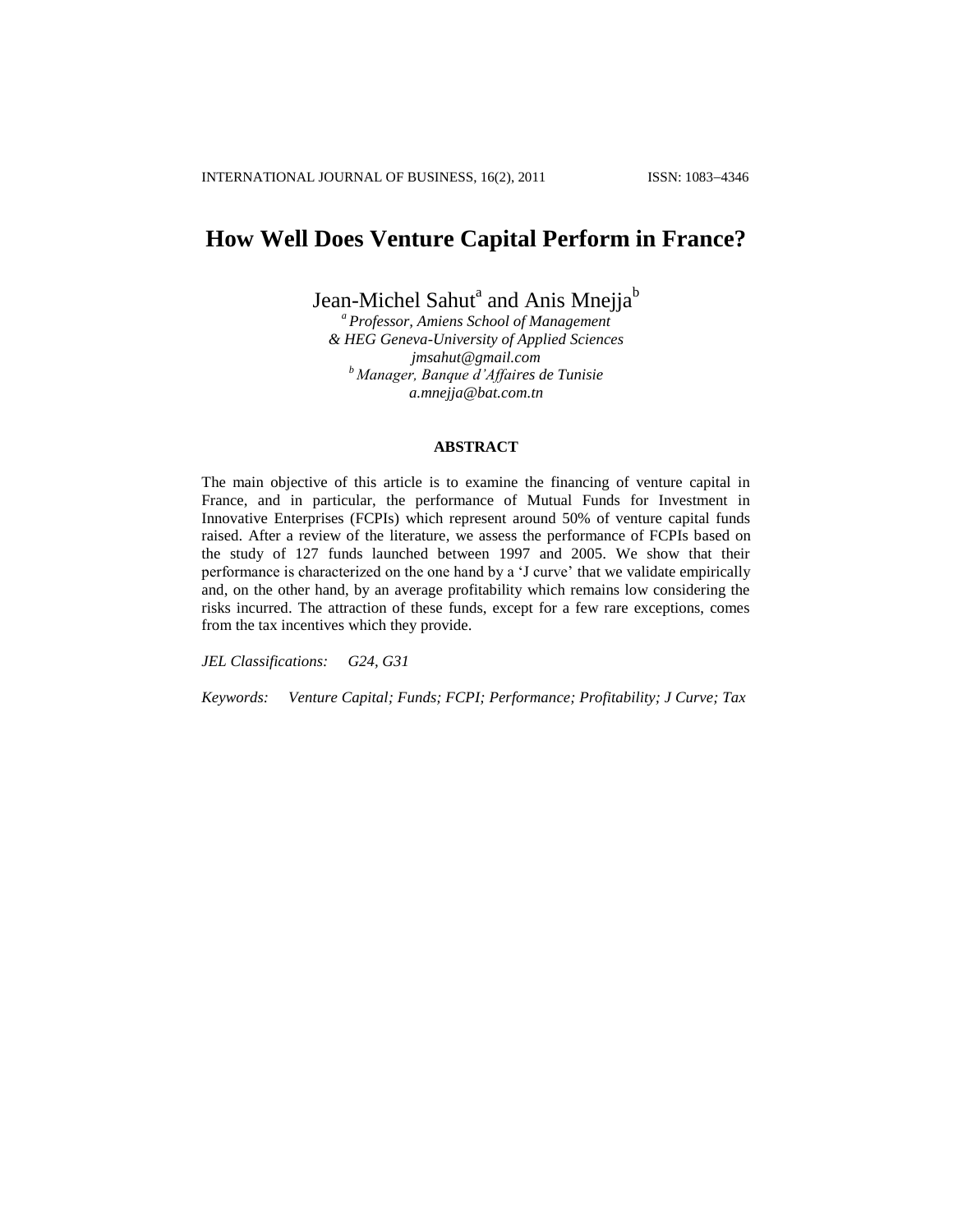# How Well Does Venture Capital Perform in France?

Jean-Michel Sahut[a] and Anis Mnejja[b]

[a] *Professor, Amiens School of Management*
*& HEG Geneva-University of Applied Sciences*
*jmsahut@gmail.com*
[b] *Manager, Banque d'Affaires de Tunisie*
*a.mnejja@bat.com.tn*

### ABSTRACT

The main objective of this article is to examine the financing of venture capital in France, and in particular, the performance of Mutual Funds for Investment in Innovative Enterprises (FCPIs) which represent around 50% of venture capital funds raised. After a review of the literature, we assess the performance of FCPIs based on the study of 127 funds launched between 1997 and 2005. We show that their performance is characterized on the one hand by a 'J curve' that we validate empirically and, on the other hand, by an average profitability which remains low considering the risks incurred. The attraction of these funds, except for a few rare exceptions, comes from the tax incentives which they provide.

*JEL Classifications:* *G24, G31*

*Keywords:* *Venture Capital; Funds; FCPI; Performance; Profitability; J Curve; Tax*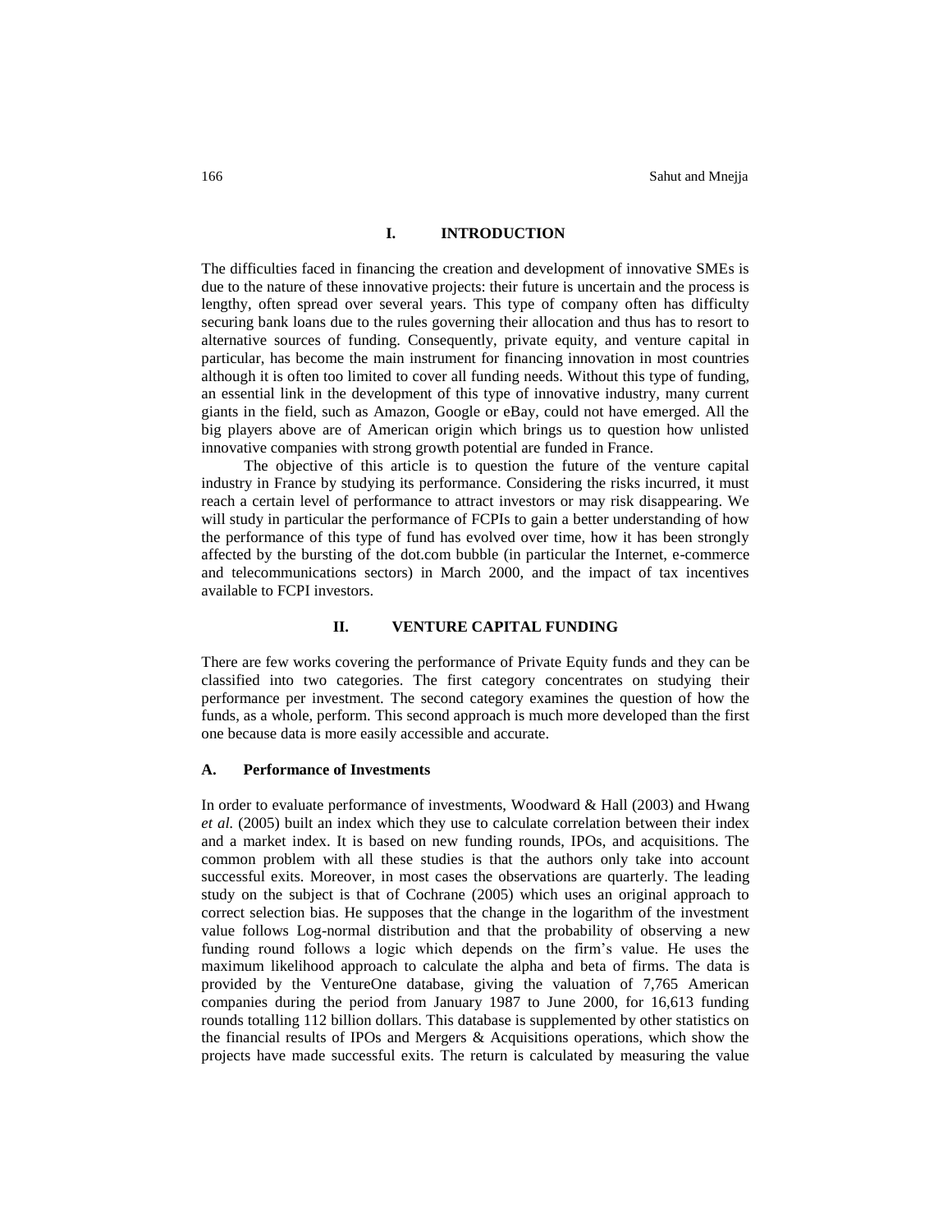## I. INTRODUCTION

The difficulties faced in financing the creation and development of innovative SMEs is due to the nature of these innovative projects: their future is uncertain and the process is lengthy, often spread over several years. This type of company often has difficulty securing bank loans due to the rules governing their allocation and thus has to resort to alternative sources of funding. Consequently, private equity, and venture capital in particular, has become the main instrument for financing innovation in most countries although it is often too limited to cover all funding needs. Without this type of funding, an essential link in the development of this type of innovative industry, many current giants in the field, such as Amazon, Google or eBay, could not have emerged. All the big players above are of American origin which brings us to question how unlisted innovative companies with strong growth potential are funded in France.

The objective of this article is to question the future of the venture capital industry in France by studying its performance. Considering the risks incurred, it must reach a certain level of performance to attract investors or may risk disappearing. We will study in particular the performance of FCPIs to gain a better understanding of how the performance of this type of fund has evolved over time, how it has been strongly affected by the bursting of the dot.com bubble (in particular the Internet, e-commerce and telecommunications sectors) in March 2000, and the impact of tax incentives available to FCPI investors.

## II. VENTURE CAPITAL FUNDING

There are few works covering the performance of Private Equity funds and they can be classified into two categories. The first category concentrates on studying their performance per investment. The second category examines the question of how the funds, as a whole, perform. This second approach is much more developed than the first one because data is more easily accessible and accurate.

### A. Performance of Investments

In order to evaluate performance of investments, Woodward & Hall (2003) and Hwang *et al.* (2005) built an index which they use to calculate correlation between their index and a market index. It is based on new funding rounds, IPOs, and acquisitions. The common problem with all these studies is that the authors only take into account successful exits. Moreover, in most cases the observations are quarterly. The leading study on the subject is that of Cochrane (2005) which uses an original approach to correct selection bias. He supposes that the change in the logarithm of the investment value follows Log-normal distribution and that the probability of observing a new funding round follows a logic which depends on the firm's value. He uses the maximum likelihood approach to calculate the alpha and beta of firms. The data is provided by the VentureOne database, giving the valuation of 7,765 American companies during the period from January 1987 to June 2000, for 16,613 funding rounds totalling 112 billion dollars. This database is supplemented by other statistics on the financial results of IPOs and Mergers & Acquisitions operations, which show the projects have made successful exits. The return is calculated by measuring the value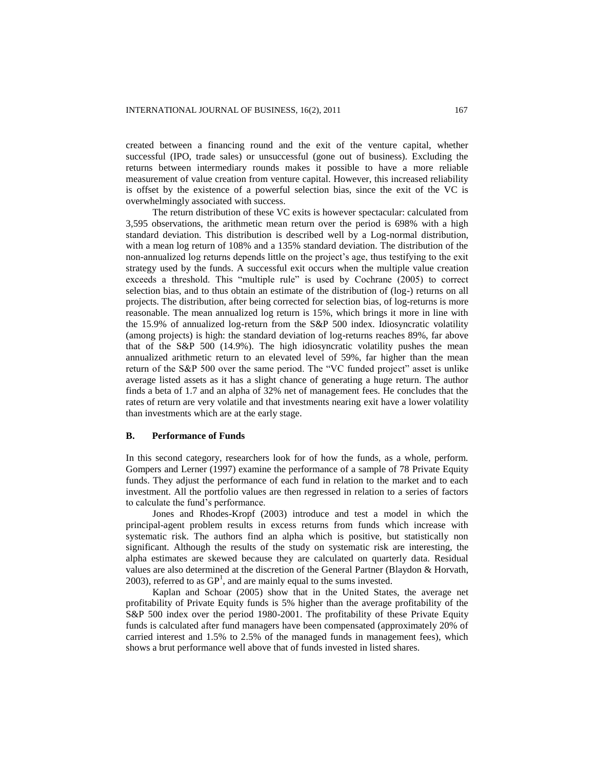created between a financing round and the exit of the venture capital, whether successful (IPO, trade sales) or unsuccessful (gone out of business). Excluding the returns between intermediary rounds makes it possible to have a more reliable measurement of value creation from venture capital. However, this increased reliability is offset by the existence of a powerful selection bias, since the exit of the VC is overwhelmingly associated with success.

The return distribution of these VC exits is however spectacular: calculated from 3,595 observations, the arithmetic mean return over the period is 698% with a high standard deviation. This distribution is described well by a Log-normal distribution, with a mean log return of 108% and a 135% standard deviation. The distribution of the non-annualized log returns depends little on the project's age, thus testifying to the exit strategy used by the funds. A successful exit occurs when the multiple value creation exceeds a threshold. This "multiple rule" is used by Cochrane (2005) to correct selection bias, and to thus obtain an estimate of the distribution of (log-) returns on all projects. The distribution, after being corrected for selection bias, of log-returns is more reasonable. The mean annualized log return is 15%, which brings it more in line with the 15.9% of annualized log-return from the S&P 500 index. Idiosyncratic volatility (among projects) is high: the standard deviation of log-returns reaches 89%, far above that of the S&P 500 (14.9%). The high idiosyncratic volatility pushes the mean annualized arithmetic return to an elevated level of 59%, far higher than the mean return of the S&P 500 over the same period. The "VC funded project" asset is unlike average listed assets as it has a slight chance of generating a huge return. The author finds a beta of 1.7 and an alpha of 32% net of management fees. He concludes that the rates of return are very volatile and that investments nearing exit have a lower volatility than investments which are at the early stage.

### B. Performance of Funds

In this second category, researchers look for of how the funds, as a whole, perform. Gompers and Lerner (1997) examine the performance of a sample of 78 Private Equity funds. They adjust the performance of each fund in relation to the market and to each investment. All the portfolio values are then regressed in relation to a series of factors to calculate the fund's performance.

Jones and Rhodes-Kropf (2003) introduce and test a model in which the principal-agent problem results in excess returns from funds which increase with systematic risk. The authors find an alpha which is positive, but statistically non significant. Although the results of the study on systematic risk are interesting, the alpha estimates are skewed because they are calculated on quarterly data. Residual values are also determined at the discretion of the General Partner (Blaydon & Horvath, 2003), referred to as GP[1], and are mainly equal to the sums invested.

Kaplan and Schoar (2005) show that in the United States, the average net profitability of Private Equity funds is 5% higher than the average profitability of the S&P 500 index over the period 1980-2001. The profitability of these Private Equity funds is calculated after fund managers have been compensated (approximately 20% of carried interest and 1.5% to 2.5% of the managed funds in management fees), which shows a brut performance well above that of funds invested in listed shares.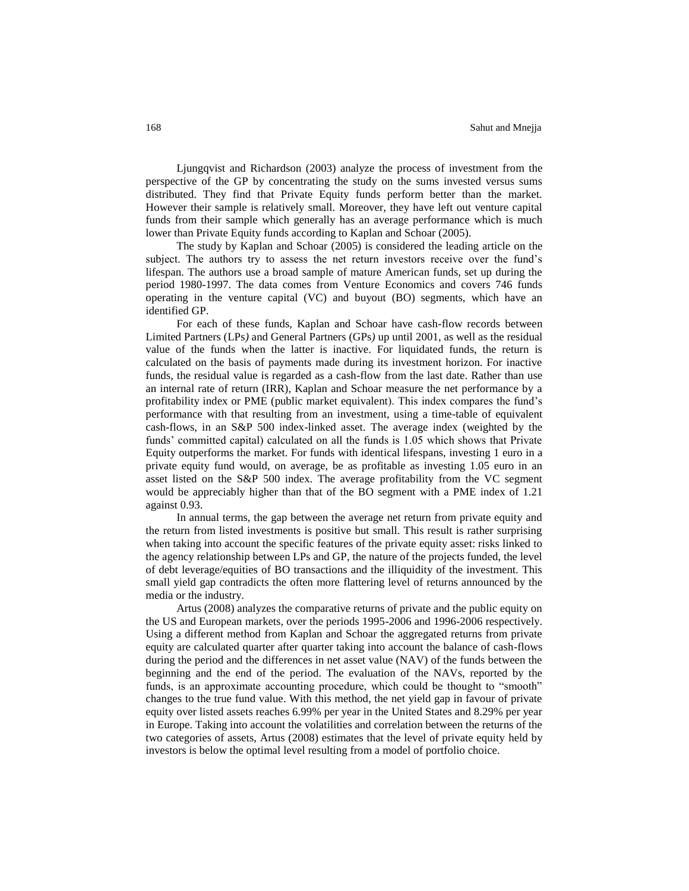Ljungqvist and Richardson (2003) analyze the process of investment from the perspective of the GP by concentrating the study on the sums invested versus sums distributed. They find that Private Equity funds perform better than the market. However their sample is relatively small. Moreover, they have left out venture capital funds from their sample which generally has an average performance which is much lower than Private Equity funds according to Kaplan and Schoar (2005).

The study by Kaplan and Schoar (2005) is considered the leading article on the subject. The authors try to assess the net return investors receive over the fund's lifespan. The authors use a broad sample of mature American funds, set up during the period 1980-1997. The data comes from Venture Economics and covers 746 funds operating in the venture capital (VC) and buyout (BO) segments, which have an identified GP.

For each of these funds, Kaplan and Schoar have cash-flow records between Limited Partners (LPs*)* and General Partners (GPs*)* up until 2001, as well as the residual value of the funds when the latter is inactive. For liquidated funds, the return is calculated on the basis of payments made during its investment horizon. For inactive funds, the residual value is regarded as a cash-flow from the last date. Rather than use an internal rate of return (IRR), Kaplan and Schoar measure the net performance by a profitability index or PME (public market equivalent). This index compares the fund's performance with that resulting from an investment, using a time-table of equivalent cash-flows, in an S&P 500 index-linked asset. The average index (weighted by the funds' committed capital) calculated on all the funds is 1.05 which shows that Private Equity outperforms the market. For funds with identical lifespans, investing 1 euro in a private equity fund would, on average, be as profitable as investing 1.05 euro in an asset listed on the S&P 500 index. The average profitability from the VC segment would be appreciably higher than that of the BO segment with a PME index of 1.21 against 0.93.

In annual terms, the gap between the average net return from private equity and the return from listed investments is positive but small. This result is rather surprising when taking into account the specific features of the private equity asset: risks linked to the agency relationship between LPs and GP, the nature of the projects funded, the level of debt leverage/equities of BO transactions and the illiquidity of the investment. This small yield gap contradicts the often more flattering level of returns announced by the media or the industry.

Artus (2008) analyzes the comparative returns of private and the public equity on the US and European markets, over the periods 1995-2006 and 1996-2006 respectively. Using a different method from Kaplan and Schoar the aggregated returns from private equity are calculated quarter after quarter taking into account the balance of cash-flows during the period and the differences in net asset value (NAV) of the funds between the beginning and the end of the period. The evaluation of the NAVs, reported by the funds, is an approximate accounting procedure, which could be thought to "smooth" changes to the true fund value. With this method, the net yield gap in favour of private equity over listed assets reaches 6.99% per year in the United States and 8.29% per year in Europe. Taking into account the volatilities and correlation between the returns of the two categories of assets, Artus (2008) estimates that the level of private equity held by investors is below the optimal level resulting from a model of portfolio choice.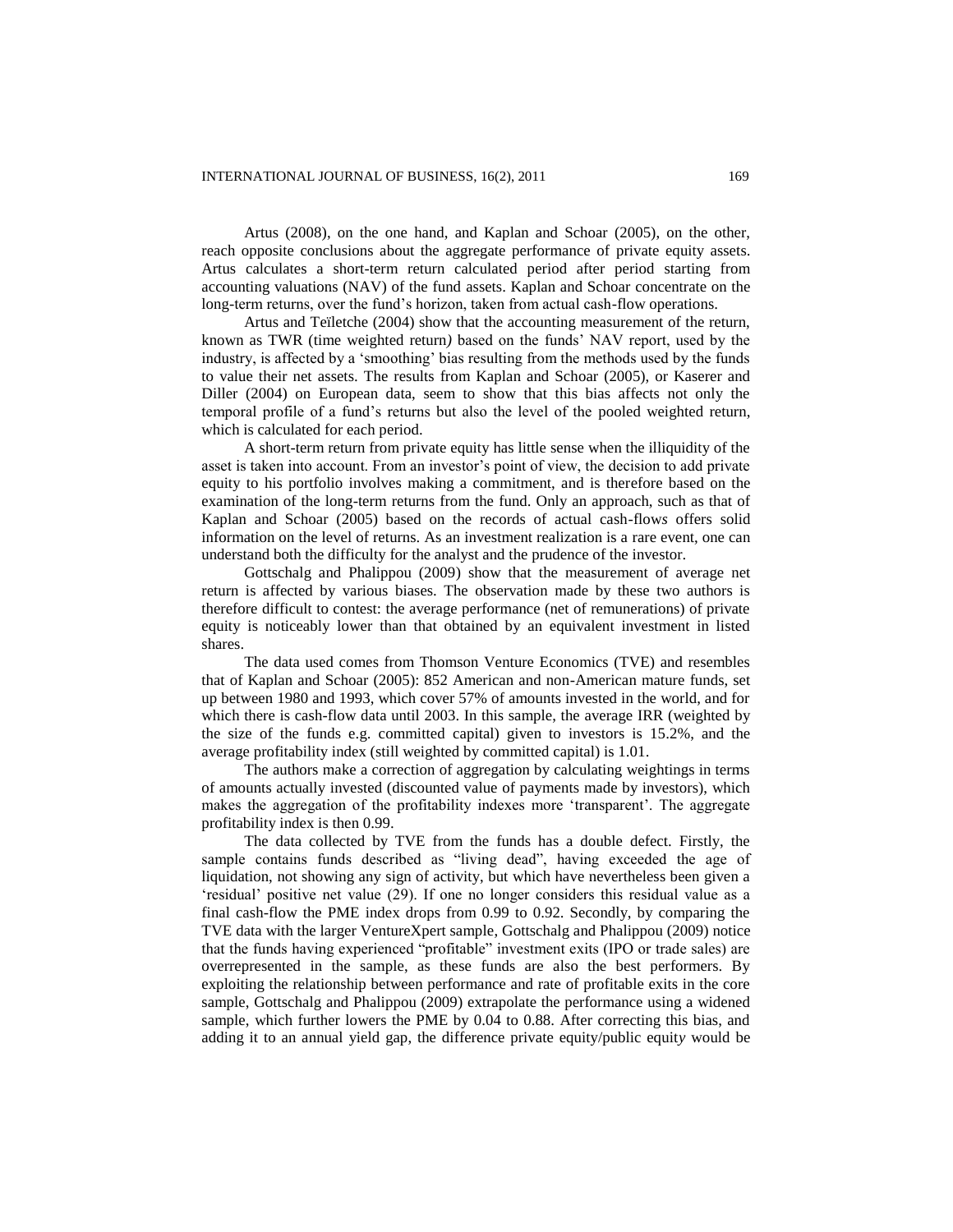Artus (2008), on the one hand, and Kaplan and Schoar (2005), on the other, reach opposite conclusions about the aggregate performance of private equity assets. Artus calculates a short-term return calculated period after period starting from accounting valuations (NAV) of the fund assets. Kaplan and Schoar concentrate on the long-term returns, over the fund's horizon, taken from actual cash-flow operations.

Artus and Teïletche (2004) show that the accounting measurement of the return, known as TWR (time weighted return) based on the funds' NAV report, used by the industry, is affected by a 'smoothing' bias resulting from the methods used by the funds to value their net assets. The results from Kaplan and Schoar (2005), or Kaserer and Diller (2004) on European data, seem to show that this bias affects not only the temporal profile of a fund's returns but also the level of the pooled weighted return, which is calculated for each period.

A short-term return from private equity has little sense when the illiquidity of the asset is taken into account. From an investor's point of view, the decision to add private equity to his portfolio involves making a commitment, and is therefore based on the examination of the long-term returns from the fund. Only an approach, such as that of Kaplan and Schoar (2005) based on the records of actual cash-flows offers solid information on the level of returns. As an investment realization is a rare event, one can understand both the difficulty for the analyst and the prudence of the investor.

Gottschalg and Phalippou (2009) show that the measurement of average net return is affected by various biases. The observation made by these two authors is therefore difficult to contest: the average performance (net of remunerations) of private equity is noticeably lower than that obtained by an equivalent investment in listed shares.

The data used comes from Thomson Venture Economics (TVE) and resembles that of Kaplan and Schoar (2005): 852 American and non-American mature funds, set up between 1980 and 1993, which cover 57% of amounts invested in the world, and for which there is cash-flow data until 2003. In this sample, the average IRR (weighted by the size of the funds e.g. committed capital) given to investors is 15.2%, and the average profitability index (still weighted by committed capital) is 1.01.

The authors make a correction of aggregation by calculating weightings in terms of amounts actually invested (discounted value of payments made by investors), which makes the aggregation of the profitability indexes more 'transparent'. The aggregate profitability index is then 0.99.

The data collected by TVE from the funds has a double defect. Firstly, the sample contains funds described as "living dead", having exceeded the age of liquidation, not showing any sign of activity, but which have nevertheless been given a 'residual' positive net value (29). If one no longer considers this residual value as a final cash-flow the PME index drops from 0.99 to 0.92. Secondly, by comparing the TVE data with the larger VentureXpert sample, Gottschalg and Phalippou (2009) notice that the funds having experienced "profitable" investment exits (IPO or trade sales) are overrepresented in the sample, as these funds are also the best performers. By exploiting the relationship between performance and rate of profitable exits in the core sample, Gottschalg and Phalippou (2009) extrapolate the performance using a widened sample, which further lowers the PME by 0.04 to 0.88. After correcting this bias, and adding it to an annual yield gap, the difference private equity/public equity would be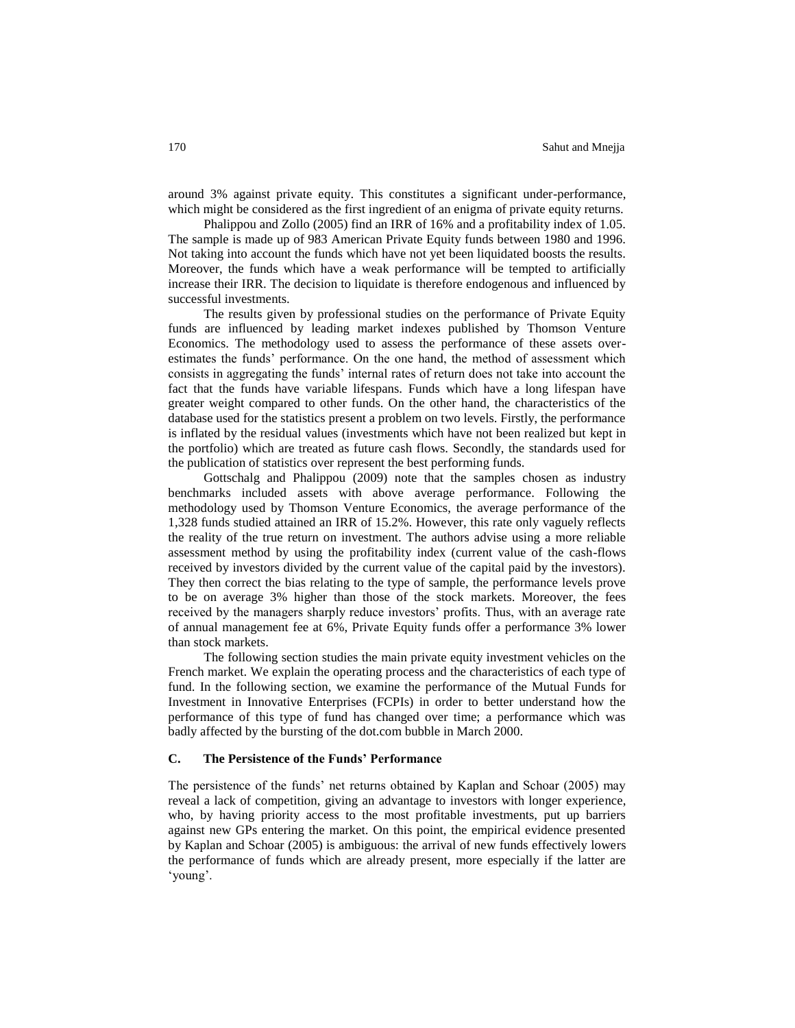around 3% against private equity. This constitutes a significant under-performance, which might be considered as the first ingredient of an enigma of private equity returns.

Phalippou and Zollo (2005) find an IRR of 16% and a profitability index of 1.05. The sample is made up of 983 American Private Equity funds between 1980 and 1996. Not taking into account the funds which have not yet been liquidated boosts the results. Moreover, the funds which have a weak performance will be tempted to artificially increase their IRR. The decision to liquidate is therefore endogenous and influenced by successful investments.

The results given by professional studies on the performance of Private Equity funds are influenced by leading market indexes published by Thomson Venture Economics. The methodology used to assess the performance of these assets over-estimates the funds' performance. On the one hand, the method of assessment which consists in aggregating the funds' internal rates of return does not take into account the fact that the funds have variable lifespans. Funds which have a long lifespan have greater weight compared to other funds. On the other hand, the characteristics of the database used for the statistics present a problem on two levels. Firstly, the performance is inflated by the residual values (investments which have not been realized but kept in the portfolio) which are treated as future cash flows. Secondly, the standards used for the publication of statistics over represent the best performing funds.

Gottschalg and Phalippou (2009) note that the samples chosen as industry benchmarks included assets with above average performance. Following the methodology used by Thomson Venture Economics, the average performance of the 1,328 funds studied attained an IRR of 15.2%. However, this rate only vaguely reflects the reality of the true return on investment. The authors advise using a more reliable assessment method by using the profitability index (current value of the cash-flows received by investors divided by the current value of the capital paid by the investors). They then correct the bias relating to the type of sample, the performance levels prove to be on average 3% higher than those of the stock markets. Moreover, the fees received by the managers sharply reduce investors' profits. Thus, with an average rate of annual management fee at 6%, Private Equity funds offer a performance 3% lower than stock markets.

The following section studies the main private equity investment vehicles on the French market. We explain the operating process and the characteristics of each type of fund. In the following section, we examine the performance of the Mutual Funds for Investment in Innovative Enterprises (FCPIs) in order to better understand how the performance of this type of fund has changed over time; a performance which was badly affected by the bursting of the dot.com bubble in March 2000.

### C. The Persistence of the Funds' Performance

The persistence of the funds' net returns obtained by Kaplan and Schoar (2005) may reveal a lack of competition, giving an advantage to investors with longer experience, who, by having priority access to the most profitable investments, put up barriers against new GPs entering the market. On this point, the empirical evidence presented by Kaplan and Schoar (2005) is ambiguous: the arrival of new funds effectively lowers the performance of funds which are already present, more especially if the latter are 'young'.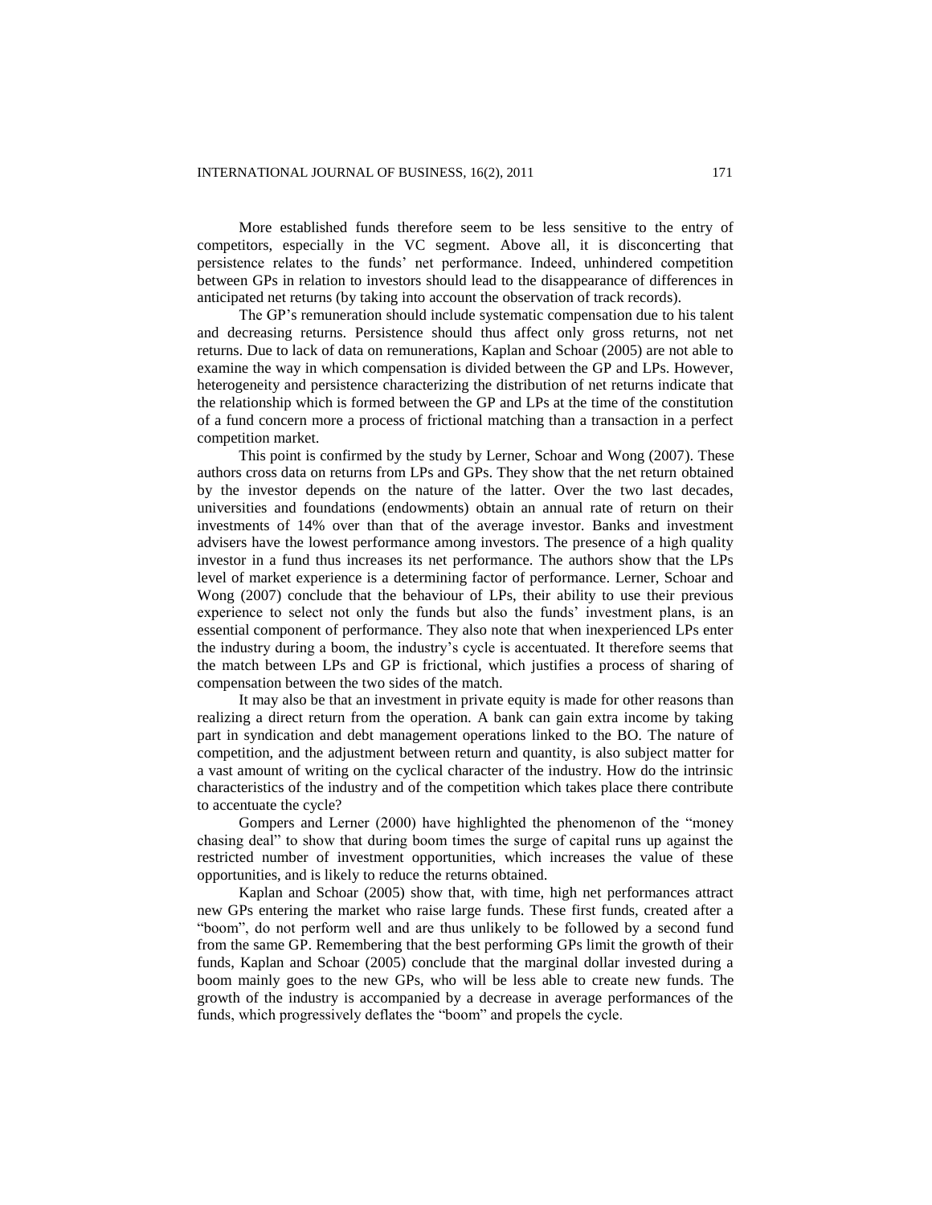More established funds therefore seem to be less sensitive to the entry of competitors, especially in the VC segment. Above all, it is disconcerting that persistence relates to the funds' net performance. Indeed, unhindered competition between GPs in relation to investors should lead to the disappearance of differences in anticipated net returns (by taking into account the observation of track records).

The GP's remuneration should include systematic compensation due to his talent and decreasing returns. Persistence should thus affect only gross returns, not net returns. Due to lack of data on remunerations, Kaplan and Schoar (2005) are not able to examine the way in which compensation is divided between the GP and LPs. However, heterogeneity and persistence characterizing the distribution of net returns indicate that the relationship which is formed between the GP and LPs at the time of the constitution of a fund concern more a process of frictional matching than a transaction in a perfect competition market.

This point is confirmed by the study by Lerner, Schoar and Wong (2007). These authors cross data on returns from LPs and GPs. They show that the net return obtained by the investor depends on the nature of the latter. Over the two last decades, universities and foundations (endowments) obtain an annual rate of return on their investments of 14% over than that of the average investor. Banks and investment advisers have the lowest performance among investors. The presence of a high quality investor in a fund thus increases its net performance. The authors show that the LPs level of market experience is a determining factor of performance. Lerner, Schoar and Wong (2007) conclude that the behaviour of LPs, their ability to use their previous experience to select not only the funds but also the funds' investment plans, is an essential component of performance. They also note that when inexperienced LPs enter the industry during a boom, the industry's cycle is accentuated. It therefore seems that the match between LPs and GP is frictional, which justifies a process of sharing of compensation between the two sides of the match.

It may also be that an investment in private equity is made for other reasons than realizing a direct return from the operation. A bank can gain extra income by taking part in syndication and debt management operations linked to the BO. The nature of competition, and the adjustment between return and quantity, is also subject matter for a vast amount of writing on the cyclical character of the industry. How do the intrinsic characteristics of the industry and of the competition which takes place there contribute to accentuate the cycle?

Gompers and Lerner (2000) have highlighted the phenomenon of the "money chasing deal" to show that during boom times the surge of capital runs up against the restricted number of investment opportunities, which increases the value of these opportunities, and is likely to reduce the returns obtained.

Kaplan and Schoar (2005) show that, with time, high net performances attract new GPs entering the market who raise large funds. These first funds, created after a "boom", do not perform well and are thus unlikely to be followed by a second fund from the same GP. Remembering that the best performing GPs limit the growth of their funds, Kaplan and Schoar (2005) conclude that the marginal dollar invested during a boom mainly goes to the new GPs, who will be less able to create new funds. The growth of the industry is accompanied by a decrease in average performances of the funds, which progressively deflates the "boom" and propels the cycle.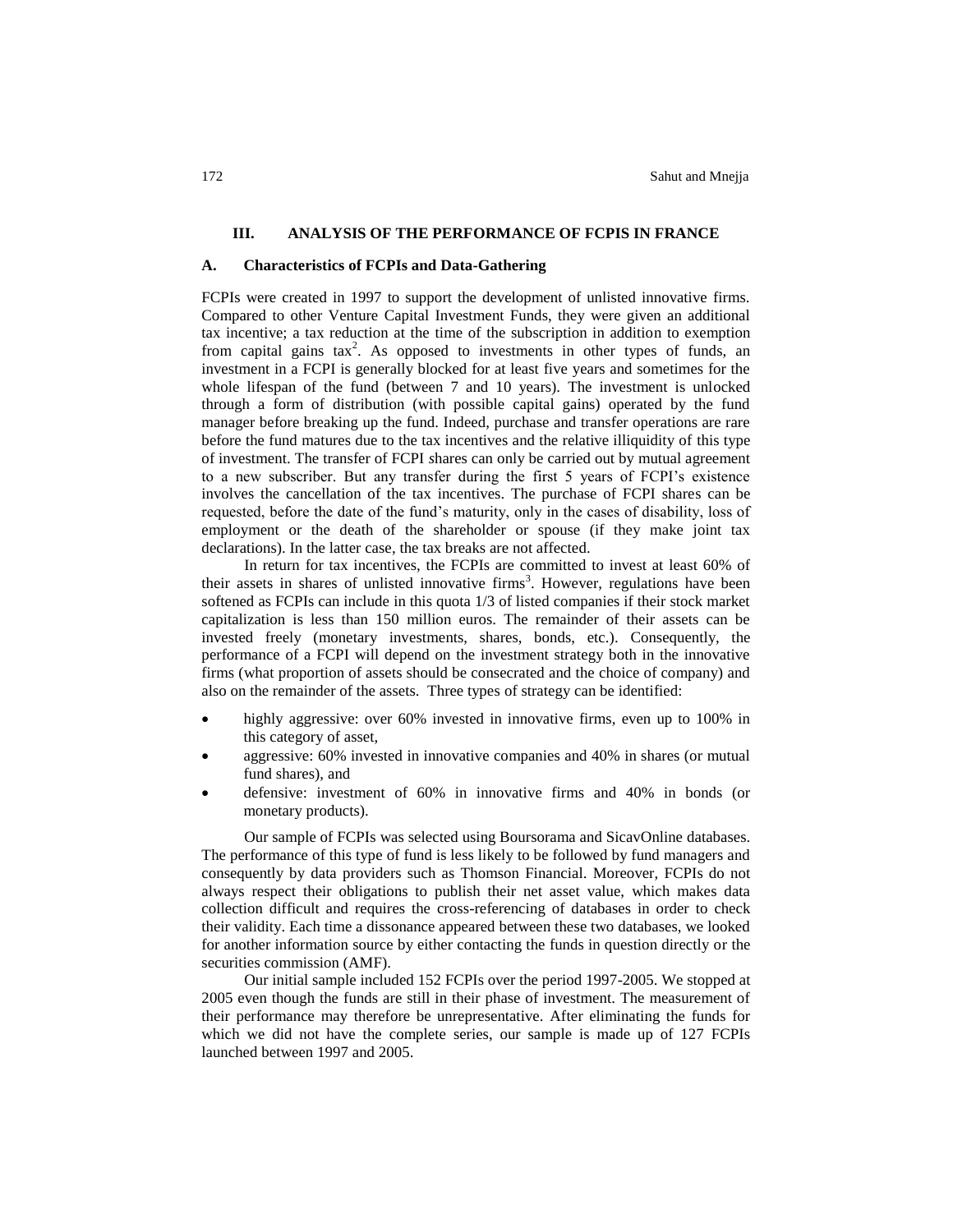## III. ANALYSIS OF THE PERFORMANCE OF FCPIS IN FRANCE

### A. Characteristics of FCPIs and Data-Gathering

FCPIs were created in 1997 to support the development of unlisted innovative firms. Compared to other Venture Capital Investment Funds, they were given an additional tax incentive; a tax reduction at the time of the subscription in addition to exemption from capital gains tax[2]. As opposed to investments in other types of funds, an investment in a FCPI is generally blocked for at least five years and sometimes for the whole lifespan of the fund (between 7 and 10 years). The investment is unlocked through a form of distribution (with possible capital gains) operated by the fund manager before breaking up the fund. Indeed, purchase and transfer operations are rare before the fund matures due to the tax incentives and the relative illiquidity of this type of investment. The transfer of FCPI shares can only be carried out by mutual agreement to a new subscriber. But any transfer during the first 5 years of FCPI's existence involves the cancellation of the tax incentives. The purchase of FCPI shares can be requested, before the date of the fund's maturity, only in the cases of disability, loss of employment or the death of the shareholder or spouse (if they make joint tax declarations). In the latter case, the tax breaks are not affected.

In return for tax incentives, the FCPIs are committed to invest at least 60% of their assets in shares of unlisted innovative firms[3]. However, regulations have been softened as FCPIs can include in this quota 1/3 of listed companies if their stock market capitalization is less than 150 million euros. The remainder of their assets can be invested freely (monetary investments, shares, bonds, etc.). Consequently, the performance of a FCPI will depend on the investment strategy both in the innovative firms (what proportion of assets should be consecrated and the choice of company) and also on the remainder of the assets. Three types of strategy can be identified:

- highly aggressive: over 60% invested in innovative firms, even up to 100% in this category of asset,
- aggressive: 60% invested in innovative companies and 40% in shares (or mutual fund shares), and
- defensive: investment of 60% in innovative firms and 40% in bonds (or monetary products).

Our sample of FCPIs was selected using Boursorama and SicavOnline databases. The performance of this type of fund is less likely to be followed by fund managers and consequently by data providers such as Thomson Financial. Moreover, FCPIs do not always respect their obligations to publish their net asset value, which makes data collection difficult and requires the cross-referencing of databases in order to check their validity. Each time a dissonance appeared between these two databases, we looked for another information source by either contacting the funds in question directly or the securities commission (AMF).

Our initial sample included 152 FCPIs over the period 1997-2005. We stopped at 2005 even though the funds are still in their phase of investment. The measurement of their performance may therefore be unrepresentative. After eliminating the funds for which we did not have the complete series, our sample is made up of 127 FCPIs launched between 1997 and 2005.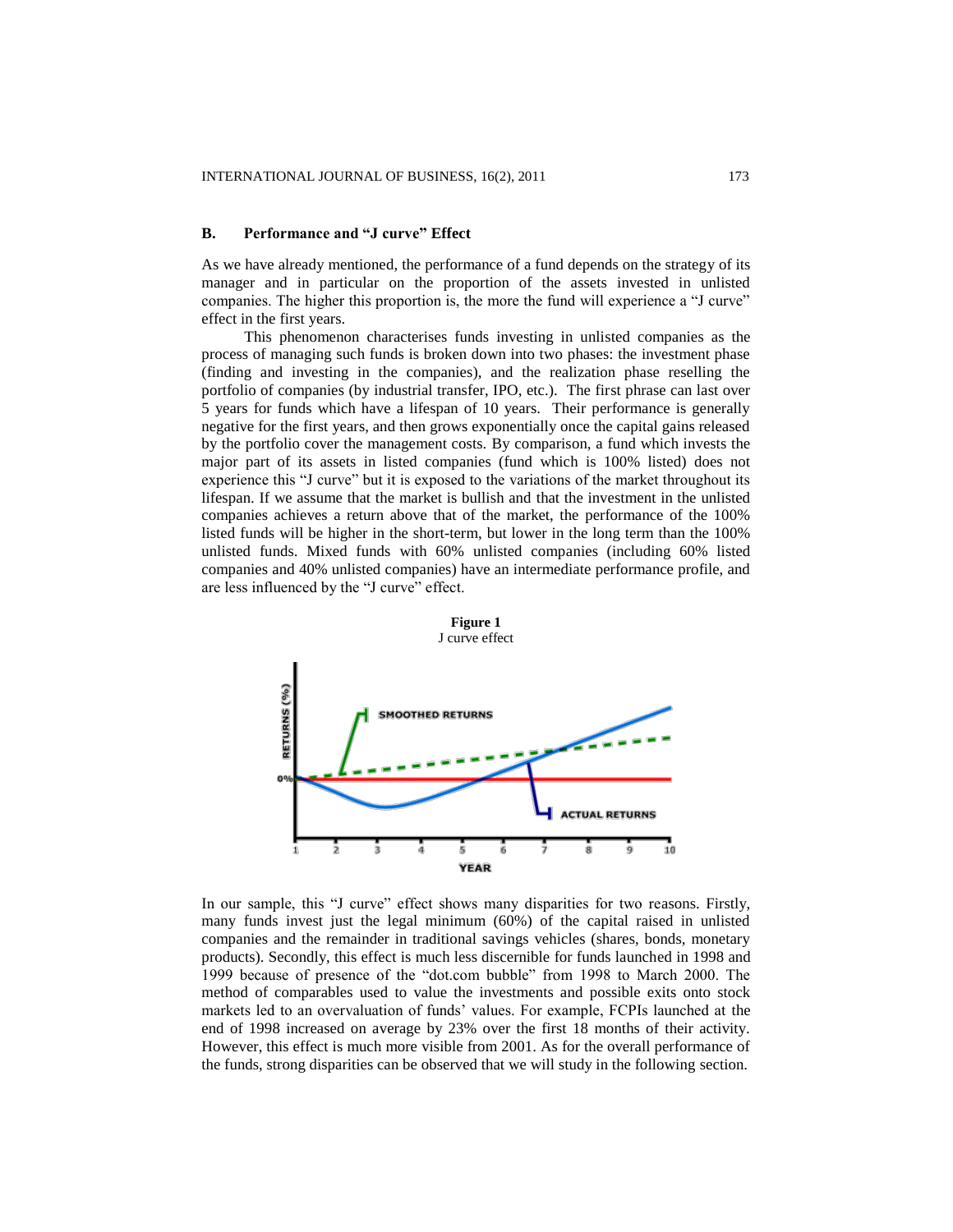### B. Performance and "J curve" Effect

As we have already mentioned, the performance of a fund depends on the strategy of its manager and in particular on the proportion of the assets invested in unlisted companies. The higher this proportion is, the more the fund will experience a "J curve" effect in the first years.

This phenomenon characterises funds investing in unlisted companies as the process of managing such funds is broken down into two phases: the investment phase (finding and investing in the companies), and the realization phase reselling the portfolio of companies (by industrial transfer, IPO, etc.). The first phrase can last over 5 years for funds which have a lifespan of 10 years. Their performance is generally negative for the first years, and then grows exponentially once the capital gains released by the portfolio cover the management costs. By comparison, a fund which invests the major part of its assets in listed companies (fund which is 100% listed) does not experience this "J curve" but it is exposed to the variations of the market throughout its lifespan. If we assume that the market is bullish and that the investment in the unlisted companies achieves a return above that of the market, the performance of the 100% listed funds will be higher in the short-term, but lower in the long term than the 100% unlisted funds. Mixed funds with 60% unlisted companies (including 60% listed companies and 40% unlisted companies) have an intermediate performance profile, and are less influenced by the "J curve" effect.

**Figure 1**
J curve effect

In our sample, this "J curve" effect shows many disparities for two reasons. Firstly, many funds invest just the legal minimum (60%) of the capital raised in unlisted companies and the remainder in traditional savings vehicles (shares, bonds, monetary products). Secondly, this effect is much less discernible for funds launched in 1998 and 1999 because of presence of the "dot.com bubble" from 1998 to March 2000. The method of comparables used to value the investments and possible exits onto stock markets led to an overvaluation of funds' values. For example, FCPIs launched at the end of 1998 increased on average by 23% over the first 18 months of their activity. However, this effect is much more visible from 2001. As for the overall performance of the funds, strong disparities can be observed that we will study in the following section.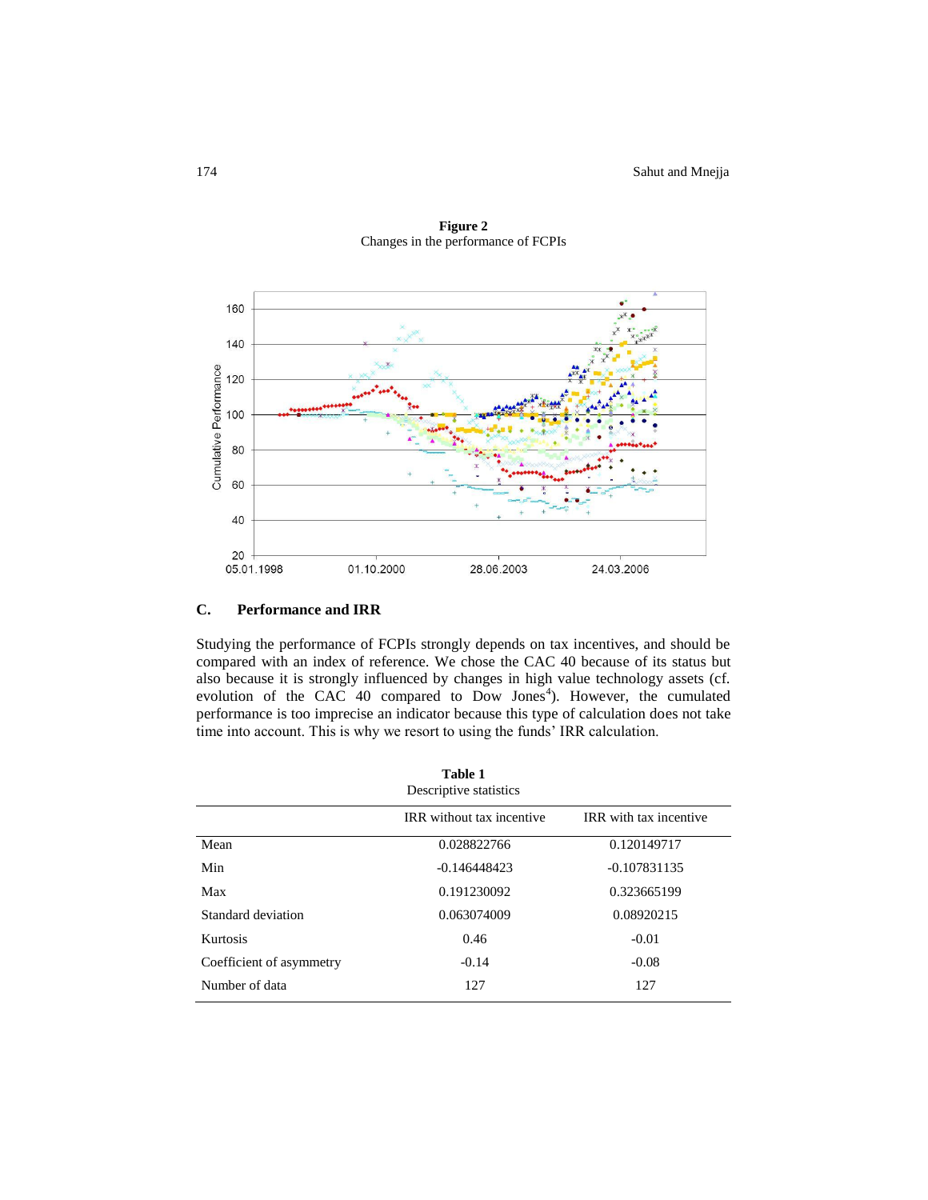**Figure 2**
Changes in the performance of FCPIs

### C. Performance and IRR

Studying the performance of FCPIs strongly depends on tax incentives, and should be compared with an index of reference. We chose the CAC 40 because of its status but also because it is strongly influenced by changes in high value technology assets (cf. evolution of the CAC 40 compared to Dow Jones[4]). However, the cumulated performance is too imprecise an indicator because this type of calculation does not take time into account. This is why we resort to using the funds' IRR calculation.

**Table 1**
Descriptive statistics

| | IRR without tax incentive | IRR with tax incentive |
|---|---|---|
| Mean | 0.028822766 | 0.120149717 |
| Min | -0.146448423 | -0.107831135 |
| Max | 0.191230092 | 0.323665199 |
| Standard deviation | 0.063074009 | 0.08920215 |
| Kurtosis | 0.46 | -0.01 |
| Coefficient of asymmetry | -0.14 | -0.08 |
| Number of data | 127 | 127 |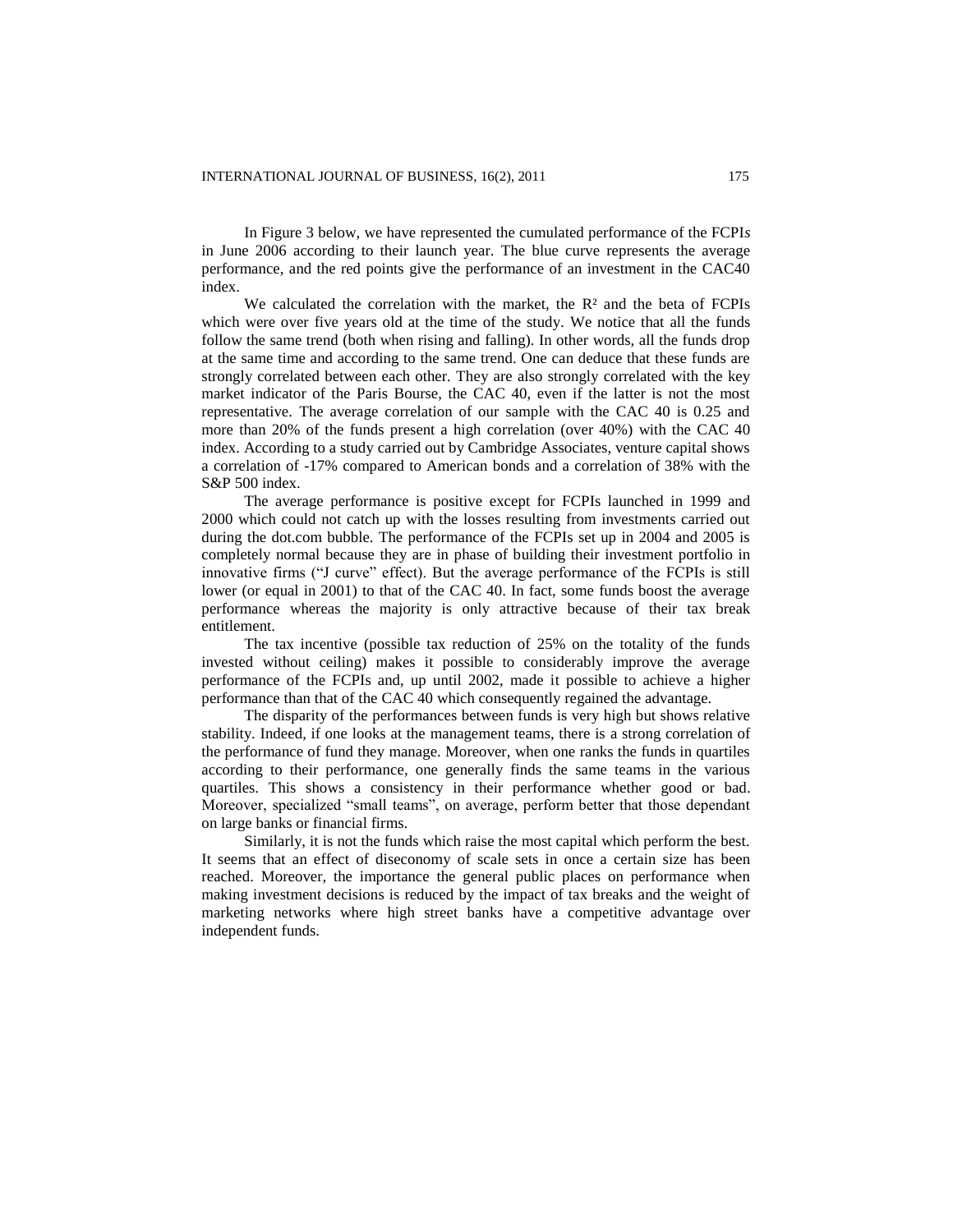In Figure 3 below, we have represented the cumulated performance of the FCPI*s* in June 2006 according to their launch year. The blue curve represents the average performance, and the red points give the performance of an investment in the CAC40 index.

We calculated the correlation with the market, the $R^2$ and the beta of FCPIs which were over five years old at the time of the study. We notice that all the funds follow the same trend (both when rising and falling). In other words, all the funds drop at the same time and according to the same trend. One can deduce that these funds are strongly correlated between each other. They are also strongly correlated with the key market indicator of the Paris Bourse, the CAC 40, even if the latter is not the most representative. The average correlation of our sample with the CAC 40 is 0.25 and more than 20% of the funds present a high correlation (over 40%) with the CAC 40 index. According to a study carried out by Cambridge Associates, venture capital shows a correlation of -17% compared to American bonds and a correlation of 38% with the S&P 500 index.

The average performance is positive except for FCPIs launched in 1999 and 2000 which could not catch up with the losses resulting from investments carried out during the dot.com bubble. The performance of the FCPIs set up in 2004 and 2005 is completely normal because they are in phase of building their investment portfolio in innovative firms ("J curve" effect). But the average performance of the FCPIs is still lower (or equal in 2001) to that of the CAC 40. In fact, some funds boost the average performance whereas the majority is only attractive because of their tax break entitlement.

The tax incentive (possible tax reduction of 25% on the totality of the funds invested without ceiling) makes it possible to considerably improve the average performance of the FCPIs and, up until 2002, made it possible to achieve a higher performance than that of the CAC 40 which consequently regained the advantage.

The disparity of the performances between funds is very high but shows relative stability. Indeed, if one looks at the management teams, there is a strong correlation of the performance of fund they manage. Moreover, when one ranks the funds in quartiles according to their performance, one generally finds the same teams in the various quartiles. This shows a consistency in their performance whether good or bad. Moreover, specialized "small teams", on average, perform better that those dependant on large banks or financial firms.

Similarly, it is not the funds which raise the most capital which perform the best. It seems that an effect of diseconomy of scale sets in once a certain size has been reached. Moreover, the importance the general public places on performance when making investment decisions is reduced by the impact of tax breaks and the weight of marketing networks where high street banks have a competitive advantage over independent funds.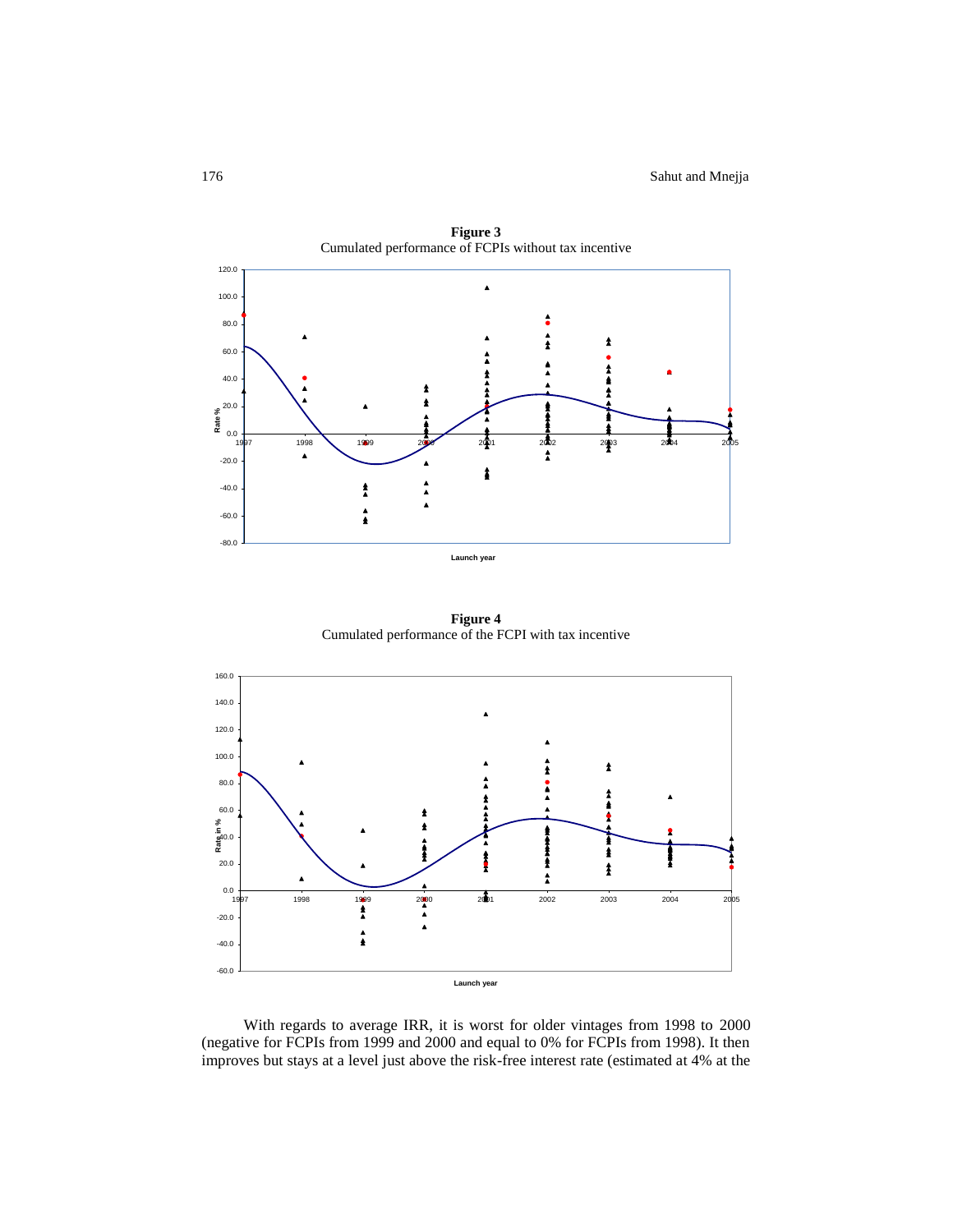**Figure 3**
Cumulated performance of FCPIs without tax incentive

**Figure 4**
Cumulated performance of the FCPI with tax incentive

With regards to average IRR, it is worst for older vintages from 1998 to 2000 (negative for FCPIs from 1999 and 2000 and equal to 0% for FCPIs from 1998). It then improves but stays at a level just above the risk-free interest rate (estimated at 4% at the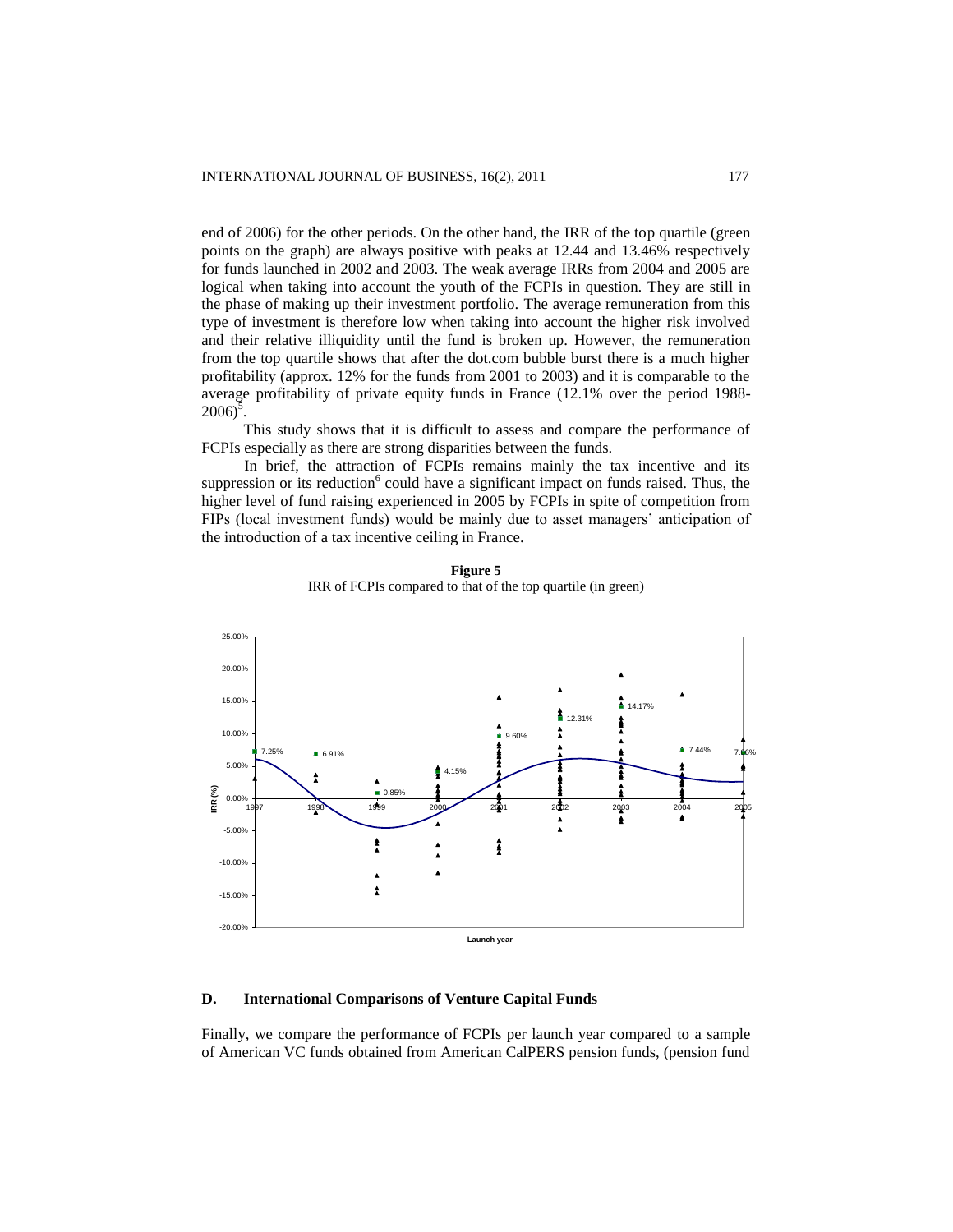end of 2006) for the other periods. On the other hand, the IRR of the top quartile (green points on the graph) are always positive with peaks at 12.44 and 13.46% respectively for funds launched in 2002 and 2003. The weak average IRRs from 2004 and 2005 are logical when taking into account the youth of the FCPIs in question. They are still in the phase of making up their investment portfolio. The average remuneration from this type of investment is therefore low when taking into account the higher risk involved and their relative illiquidity until the fund is broken up. However, the remuneration from the top quartile shows that after the dot.com bubble burst there is a much higher profitability (approx. 12% for the funds from 2001 to 2003) and it is comparable to the average profitability of private equity funds in France (12.1% over the period 1988-2006)[5].

This study shows that it is difficult to assess and compare the performance of FCPIs especially as there are strong disparities between the funds.

In brief, the attraction of FCPIs remains mainly the tax incentive and its suppression or its reduction[6] could have a significant impact on funds raised. Thus, the higher level of fund raising experienced in 2005 by FCPIs in spite of competition from FIPs (local investment funds) would be mainly due to asset managers' anticipation of the introduction of a tax incentive ceiling in France.

**Figure 5**
IRR of FCPIs compared to that of the top quartile (in green)

## D. International Comparisons of Venture Capital Funds

Finally, we compare the performance of FCPIs per launch year compared to a sample of American VC funds obtained from American CalPERS pension funds, (pension fund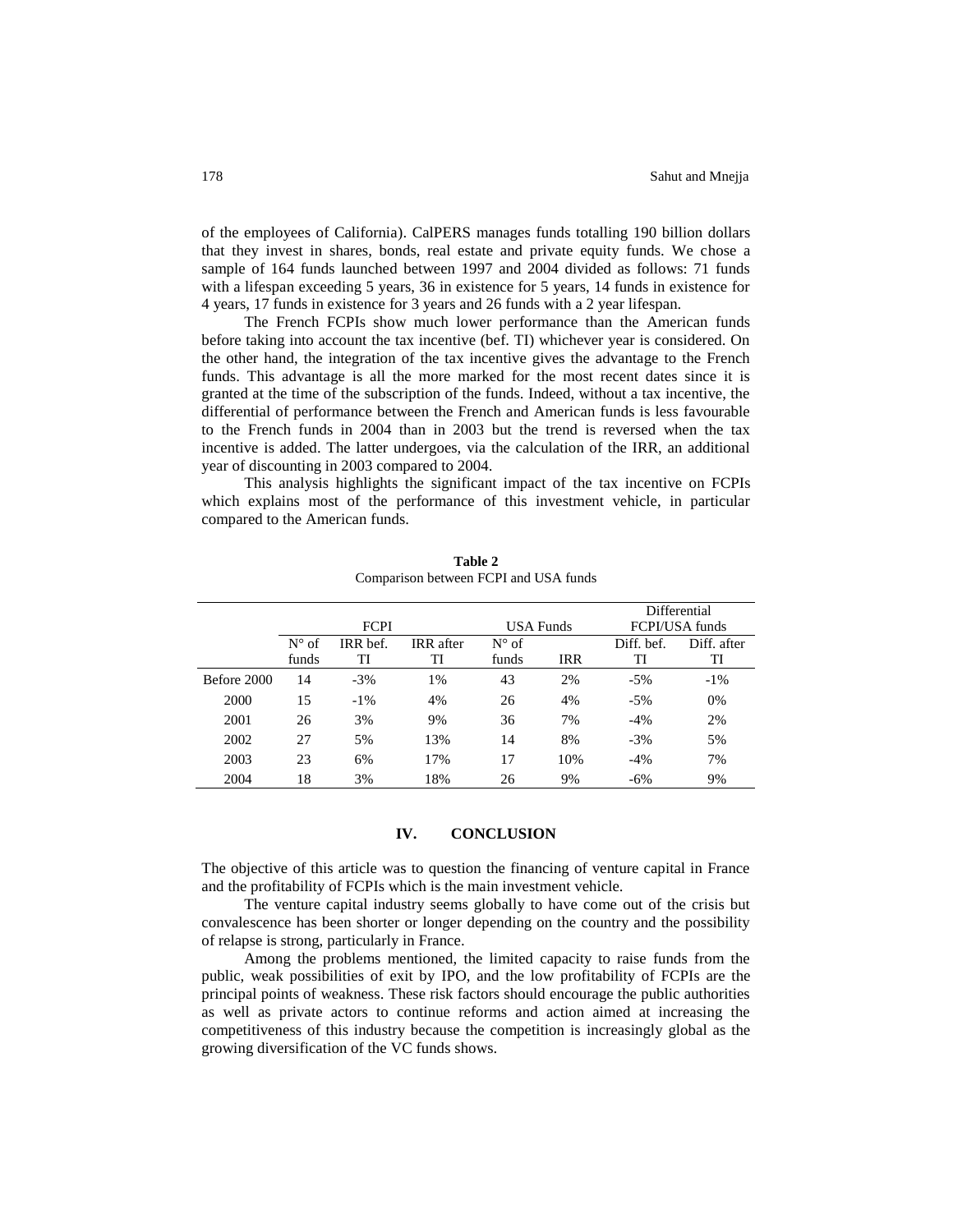of the employees of California). CalPERS manages funds totalling 190 billion dollars that they invest in shares, bonds, real estate and private equity funds. We chose a sample of 164 funds launched between 1997 and 2004 divided as follows: 71 funds with a lifespan exceeding 5 years, 36 in existence for 5 years, 14 funds in existence for 4 years, 17 funds in existence for 3 years and 26 funds with a 2 year lifespan.

The French FCPIs show much lower performance than the American funds before taking into account the tax incentive (bef. TI) whichever year is considered. On the other hand, the integration of the tax incentive gives the advantage to the French funds. This advantage is all the more marked for the most recent dates since it is granted at the time of the subscription of the funds. Indeed, without a tax incentive, the differential of performance between the French and American funds is less favourable to the French funds in 2004 than in 2003 but the trend is reversed when the tax incentive is added. The latter undergoes, via the calculation of the IRR, an additional year of discounting in 2003 compared to 2004.

This analysis highlights the significant impact of the tax incentive on FCPIs which explains most of the performance of this investment vehicle, in particular compared to the American funds.

**Table 2**
Comparison between FCPI and USA funds

| | FCPI | | | USA Funds | | Differential FCPI/USA funds | |
|---|---|---|---|---|---|---|---|
| | N° of funds | IRR bef. TI | IRR after TI | N° of funds | IRR | Diff. bef. TI | Diff. after TI |
| Before 2000 | 14 | -3% | 1% | 43 | 2% | -5% | -1% |
| 2000 | 15 | -1% | 4% | 26 | 4% | -5% | 0% |
| 2001 | 26 | 3% | 9% | 36 | 7% | -4% | 2% |
| 2002 | 27 | 5% | 13% | 14 | 8% | -3% | 5% |
| 2003 | 23 | 6% | 17% | 17 | 10% | -4% | 7% |
| 2004 | 18 | 3% | 18% | 26 | 9% | -6% | 9% |

## IV. CONCLUSION

The objective of this article was to question the financing of venture capital in France and the profitability of FCPIs which is the main investment vehicle.

The venture capital industry seems globally to have come out of the crisis but convalescence has been shorter or longer depending on the country and the possibility of relapse is strong, particularly in France.

Among the problems mentioned, the limited capacity to raise funds from the public, weak possibilities of exit by IPO, and the low profitability of FCPIs are the principal points of weakness. These risk factors should encourage the public authorities as well as private actors to continue reforms and action aimed at increasing the competitiveness of this industry because the competition is increasingly global as the growing diversification of the VC funds shows.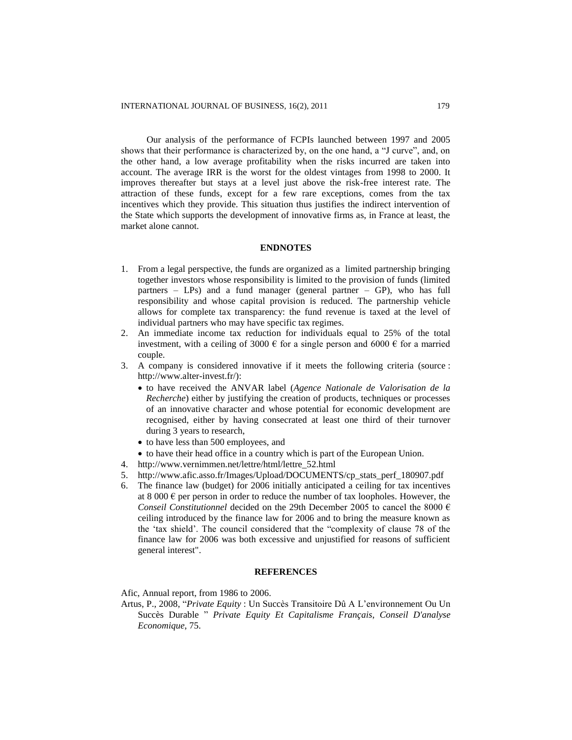Our analysis of the performance of FCPIs launched between 1997 and 2005 shows that their performance is characterized by, on the one hand, a "J curve", and, on the other hand, a low average profitability when the risks incurred are taken into account. The average IRR is the worst for the oldest vintages from 1998 to 2000. It improves thereafter but stays at a level just above the risk-free interest rate. The attraction of these funds, except for a few rare exceptions, comes from the tax incentives which they provide. This situation thus justifies the indirect intervention of the State which supports the development of innovative firms as, in France at least, the market alone cannot.

## ENDNOTES

1. From a legal perspective, the funds are organized as a limited partnership bringing together investors whose responsibility is limited to the provision of funds (limited partners – LPs) and a fund manager (general partner – GP), who has full responsibility and whose capital provision is reduced. The partnership vehicle allows for complete tax transparency: the fund revenue is taxed at the level of individual partners who may have specific tax regimes.
2. An immediate income tax reduction for individuals equal to 25% of the total investment, with a ceiling of 3000 € for a single person and 6000 € for a married couple.
3. A company is considered innovative if it meets the following criteria (source : http://www.alter-invest.fr/):
   - to have received the ANVAR label (*Agence Nationale de Valorisation de la Recherche*) either by justifying the creation of products, techniques or processes of an innovative character and whose potential for economic development are recognised, either by having consecrated at least one third of their turnover during 3 years to research,
   - to have less than 500 employees, and
   - to have their head office in a country which is part of the European Union.
4. http://www.vernimmen.net/lettre/html/lettre_52.html
5. http://www.afic.asso.fr/Images/Upload/DOCUMENTS/cp_stats_perf_180907.pdf
6. The finance law (budget) for 2006 initially anticipated a ceiling for tax incentives at 8 000 € per person in order to reduce the number of tax loopholes. However, the *Conseil Constitutionnel* decided on the 29th December 2005 to cancel the 8000 € ceiling introduced by the finance law for 2006 and to bring the measure known as the 'tax shield'. The council considered that the "complexity of clause 78 of the finance law for 2006 was both excessive and unjustified for reasons of sufficient general interest".

## REFERENCES

Afic, Annual report, from 1986 to 2006.

Artus, P., 2008, "*Private Equity* : Un Succès Transitoire Dû A L'environnement Ou Un Succès Durable " *Private Equity Et Capitalisme Français*, *Conseil D'analyse Economique*, 75.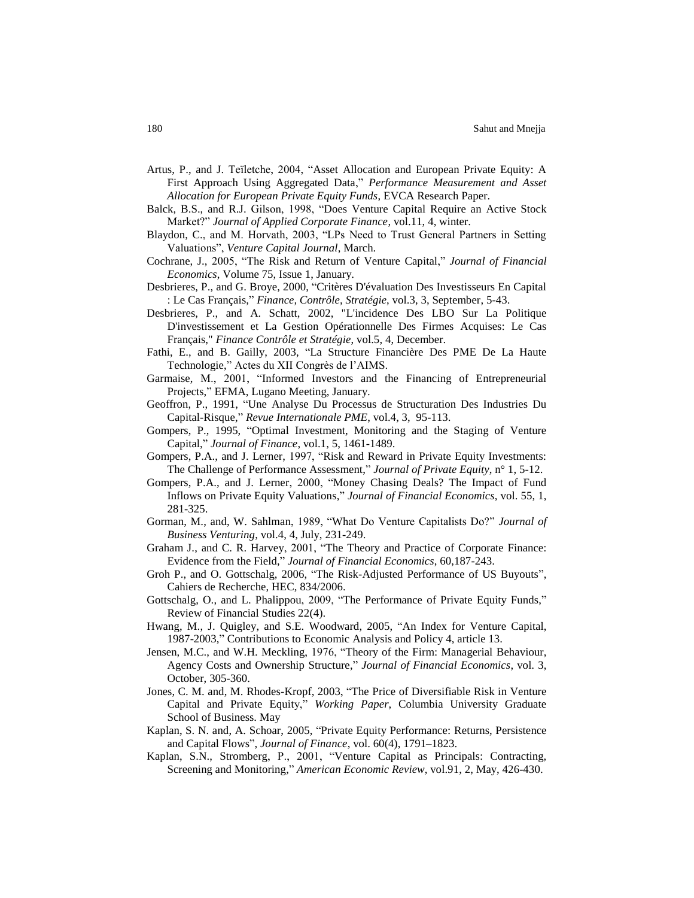Artus, P., and J. Teïletche, 2004, "Asset Allocation and European Private Equity: A First Approach Using Aggregated Data," *Performance Measurement and Asset Allocation for European Private Equity Funds*, EVCA Research Paper.

Balck, B.S., and R.J. Gilson, 1998, "Does Venture Capital Require an Active Stock Market?" *Journal of Applied Corporate Finance*, vol.11, 4, winter.

Blaydon, C., and M. Horvath, 2003, "LPs Need to Trust General Partners in Setting Valuations", *Venture Capital Journal*, March.

Cochrane, J., 2005, "The Risk and Return of Venture Capital," *Journal of Financial Economics*, Volume 75, Issue 1, January.

Desbrieres, P., and G. Broye, 2000, "Critères D'évaluation Des Investisseurs En Capital : Le Cas Français," *Finance, Contrôle, Stratégie*, vol.3, 3, September, 5-43.

Desbrieres, P., and A. Schatt, 2002, "L'incidence Des LBO Sur La Politique D'investissement et La Gestion Opérationnelle Des Firmes Acquises: Le Cas Français," *Finance Contrôle et Stratégie*, vol.5, 4, December.

Fathi, E., and B. Gailly, 2003, "La Structure Financière Des PME De La Haute Technologie," Actes du XII Congrès de l'AIMS.

Garmaise, M., 2001, "Informed Investors and the Financing of Entrepreneurial Projects," EFMA, Lugano Meeting, January.

Geoffron, P., 1991, "Une Analyse Du Processus de Structuration Des Industries Du Capital-Risque," *Revue Internationale PME*, vol.4, 3, 95-113.

Gompers, P., 1995, "Optimal Investment, Monitoring and the Staging of Venture Capital," *Journal of Finance*, vol.1, 5, 1461-1489.

Gompers, P.A., and J. Lerner, 1997, "Risk and Reward in Private Equity Investments: The Challenge of Performance Assessment," *Journal of Private Equity*, n° 1, 5-12.

Gompers, P.A., and J. Lerner, 2000, "Money Chasing Deals? The Impact of Fund Inflows on Private Equity Valuations," *Journal of Financial Economics*, vol. 55, 1, 281-325.

Gorman, M., and, W. Sahlman, 1989, "What Do Venture Capitalists Do?" *Journal of Business Venturing*, vol.4, 4, July, 231-249.

Graham J., and C. R. Harvey, 2001, "The Theory and Practice of Corporate Finance: Evidence from the Field," *Journal of Financial Economics*, 60,187-243.

Groh P., and O. Gottschalg, 2006, "The Risk-Adjusted Performance of US Buyouts", Cahiers de Recherche, HEC, 834/2006.

Gottschalg, O., and L. Phalippou, 2009, "The Performance of Private Equity Funds," Review of Financial Studies 22(4).

Hwang, M., J. Quigley, and S.E. Woodward, 2005, "An Index for Venture Capital, 1987-2003," Contributions to Economic Analysis and Policy 4, article 13.

Jensen, M.C., and W.H. Meckling, 1976, "Theory of the Firm: Managerial Behaviour, Agency Costs and Ownership Structure," *Journal of Financial Economics*, vol. 3, October, 305-360.

Jones, C. M. and, M. Rhodes-Kropf, 2003, "The Price of Diversifiable Risk in Venture Capital and Private Equity," *Working Paper*, Columbia University Graduate School of Business. May

Kaplan, S. N. and, A. Schoar, 2005, "Private Equity Performance: Returns, Persistence and Capital Flows", *Journal of Finance*, vol. 60(4), 1791–1823.

Kaplan, S.N., Stromberg, P., 2001, "Venture Capital as Principals: Contracting, Screening and Monitoring," *American Economic Review*, vol.91, 2, May, 426-430.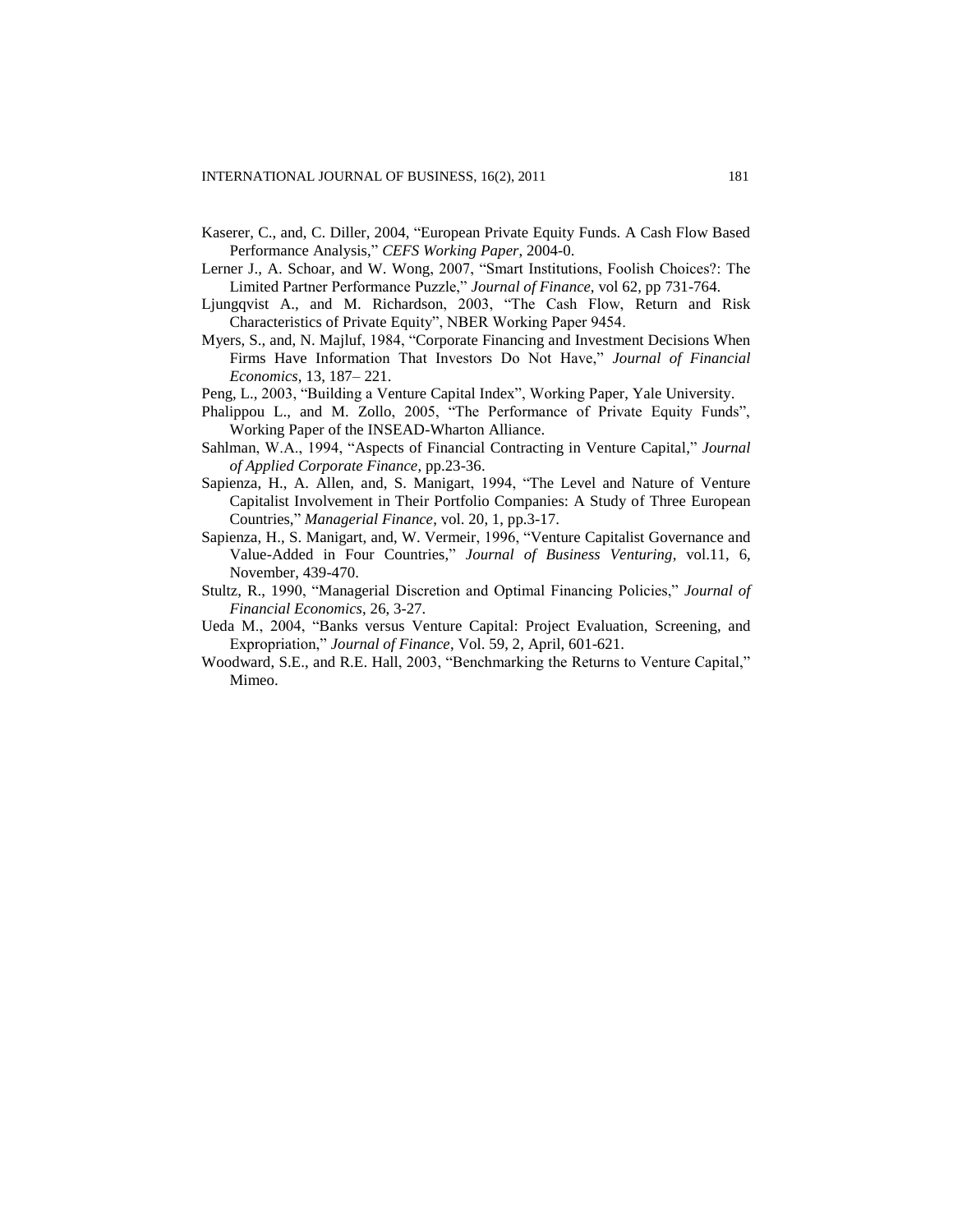Kaserer, C., and, C. Diller, 2004, "European Private Equity Funds. A Cash Flow Based Performance Analysis," *CEFS Working Paper*, 2004-0.

Lerner J., A. Schoar, and W. Wong, 2007, "Smart Institutions, Foolish Choices?: The Limited Partner Performance Puzzle," *Journal of Finance*, vol 62, pp 731-764.

Ljungqvist A., and M. Richardson, 2003, "The Cash Flow, Return and Risk Characteristics of Private Equity", NBER Working Paper 9454.

Myers, S., and, N. Majluf, 1984, "Corporate Financing and Investment Decisions When Firms Have Information That Investors Do Not Have," *Journal of Financial Economics*, 13, 187– 221.

Peng, L., 2003, "Building a Venture Capital Index", Working Paper, Yale University.

Phalippou L., and M. Zollo, 2005, "The Performance of Private Equity Funds", Working Paper of the INSEAD-Wharton Alliance.

Sahlman, W.A., 1994, "Aspects of Financial Contracting in Venture Capital," *Journal of Applied Corporate Finance*, pp.23-36.

Sapienza, H., A. Allen, and, S. Manigart, 1994, "The Level and Nature of Venture Capitalist Involvement in Their Portfolio Companies: A Study of Three European Countries," *Managerial Finance*, vol. 20, 1, pp.3-17.

Sapienza, H., S. Manigart, and, W. Vermeir, 1996, "Venture Capitalist Governance and Value-Added in Four Countries," *Journal of Business Venturing*, vol.11, 6, November, 439-470.

Stultz, R., 1990, "Managerial Discretion and Optimal Financing Policies," *Journal of Financial Economics*, 26, 3-27.

Ueda M., 2004, "Banks versus Venture Capital: Project Evaluation, Screening, and Expropriation," *Journal of Finance*, Vol. 59, 2, April, 601-621.

Woodward, S.E., and R.E. Hall, 2003, "Benchmarking the Returns to Venture Capital," Mimeo.